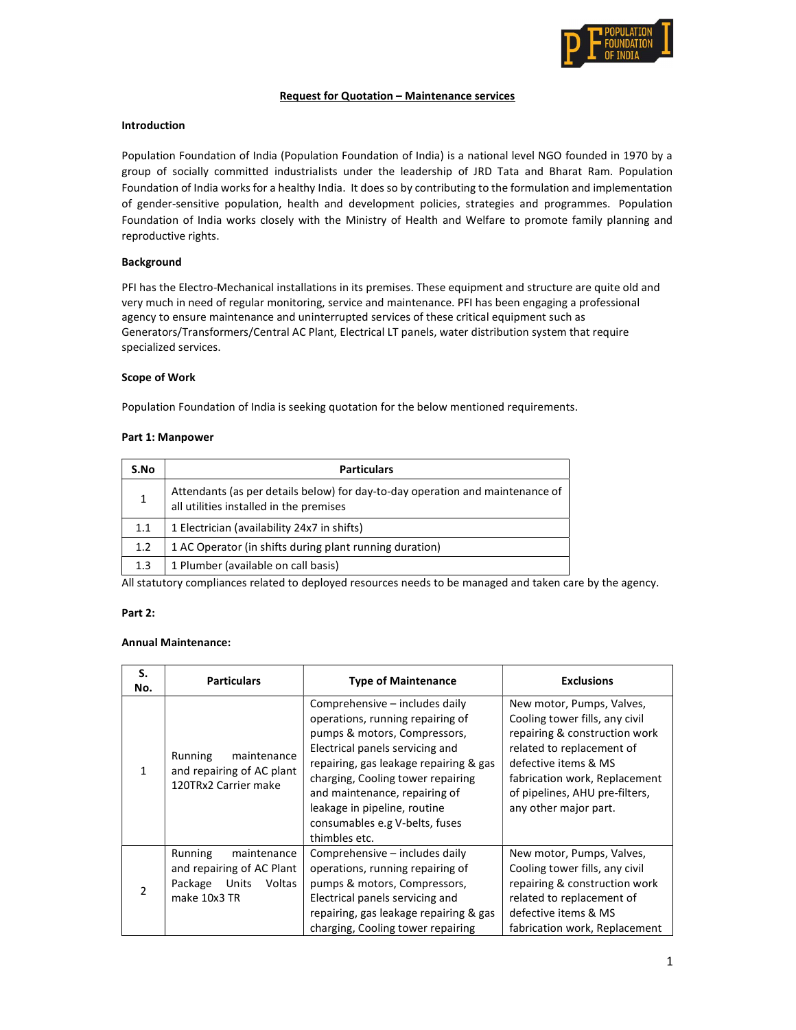## Request for Quotation – Maintenance services

**Introduction**

Population Foundation of India (Population Foundation of India) is a national level NGO founded in 1970 by a group of socially committed industrialists under the leadership of JRD Tata and Bharat Ram. Population Foundation of India works for a healthy India. It does so by contributing to the formulation and implementation of gender-sensitive population, health and development policies, strategies and programmes. Population Foundation of India works closely with the Ministry of Health and Welfare to promote family planning and reproductive rights.

**Background**

PFI has the Electro-Mechanical installations in its premises. These equipment and structure are quite old and very much in need of regular monitoring, service and maintenance. PFI has been engaging a professional agency to ensure maintenance and uninterrupted services of these critical equipment such as Generators/Transformers/Central AC Plant, Electrical LT panels, water distribution system that require specialized services.

**Scope of Work**

Population Foundation of India is seeking quotation for the below mentioned requirements.

**Part 1: Manpower**

| S.No | Particulars |
|---|---|
| 1 | Attendants (as per details below) for day-to-day operation and maintenance of all utilities installed in the premises |
| 1.1 | 1 Electrician (availability 24x7 in shifts) |
| 1.2 | 1 AC Operator (in shifts during plant running duration) |
| 1.3 | 1 Plumber (available on call basis) |

All statutory compliances related to deployed resources needs to be managed and taken care by the agency.

**Part 2:**

**Annual Maintenance:**

| S. No. | Particulars | Type of Maintenance | Exclusions |
|---|---|---|---|
| 1 | Running maintenance and repairing of AC plant 120TRx2 Carrier make | Comprehensive – includes daily operations, running repairing of pumps & motors, Compressors, Electrical panels servicing and repairing, gas leakage repairing & gas charging, Cooling tower repairing and maintenance, repairing of leakage in pipeline, routine consumables e.g V-belts, fuses thimbles etc. | New motor, Pumps, Valves, Cooling tower fills, any civil repairing & construction work related to replacement of defective items & MS fabrication work, Replacement of pipelines, AHU pre-filters, any other major part. |
| 2 | Running maintenance and repairing of AC Plant Package Units Voltas make 10x3 TR | Comprehensive – includes daily operations, running repairing of pumps & motors, Compressors, Electrical panels servicing and repairing, gas leakage repairing & gas charging, Cooling tower repairing | New motor, Pumps, Valves, Cooling tower fills, any civil repairing & construction work related to replacement of defective items & MS fabrication work, Replacement |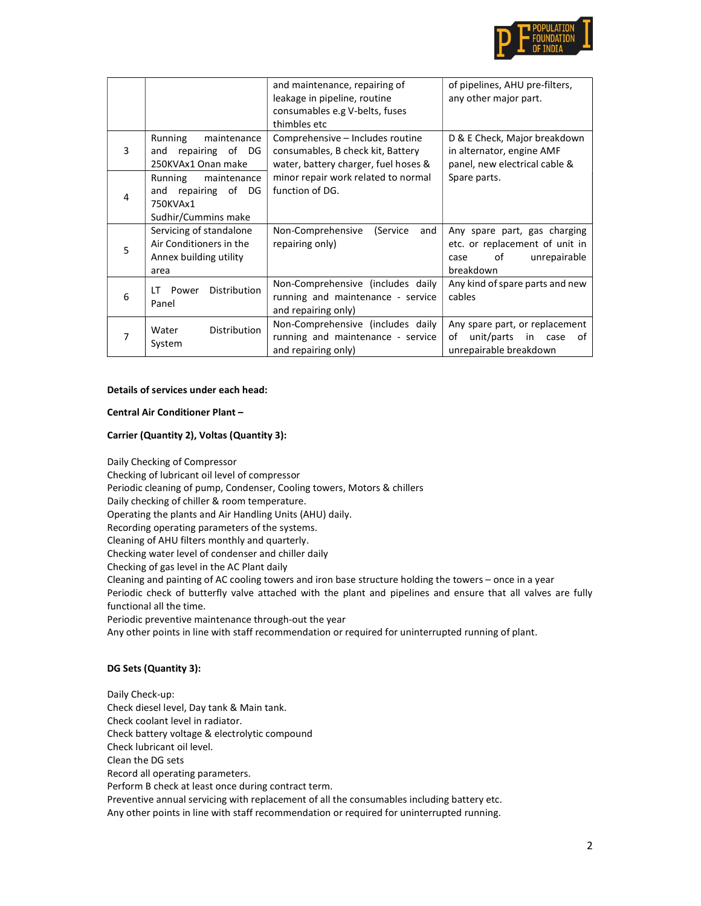| | | and maintenance, repairing of leakage in pipeline, routine consumables e.g V-belts, fuses thimbles etc | of pipelines, AHU pre-filters, any other major part. |
|---|---|---|---|
| 3 | Running maintenance and repairing of DG 250KVAx1 Onan make | Comprehensive – Includes routine consumables, B check kit, Battery water, battery charger, fuel hoses & minor repair work related to normal function of DG. | D & E Check, Major breakdown in alternator, engine AMF panel, new electrical cable & Spare parts. |
| 4 | Running maintenance and repairing of DG 750KVAx1 Sudhir/Cummins make | | |
| 5 | Servicing of standalone Air Conditioners in the Annex building utility area | Non-Comprehensive (Service and repairing only) | Any spare part, gas charging etc. or replacement of unit in case of unrepairable breakdown |
| 6 | LT Power Distribution Panel | Non-Comprehensive (includes daily running and maintenance - service and repairing only) | Any kind of spare parts and new cables |
| 7 | Water Distribution System | Non-Comprehensive (includes daily running and maintenance - service and repairing only) | Any spare part, or replacement of unit/parts in case of unrepairable breakdown |

**Details of services under each head:**

**Central Air Conditioner Plant –**

**Carrier (Quantity 2), Voltas (Quantity 3):**

Daily Checking of Compressor
Checking of lubricant oil level of compressor
Periodic cleaning of pump, Condenser, Cooling towers, Motors & chillers
Daily checking of chiller & room temperature.
Operating the plants and Air Handling Units (AHU) daily.
Recording operating parameters of the systems.
Cleaning of AHU filters monthly and quarterly.
Checking water level of condenser and chiller daily
Checking of gas level in the AC Plant daily
Cleaning and painting of AC cooling towers and iron base structure holding the towers – once in a year
Periodic check of butterfly valve attached with the plant and pipelines and ensure that all valves are fully functional all the time.
Periodic preventive maintenance through-out the year
Any other points in line with staff recommendation or required for uninterrupted running of plant.

**DG Sets (Quantity 3):**

Daily Check-up:
Check diesel level, Day tank & Main tank.
Check coolant level in radiator.
Check battery voltage & electrolytic compound
Check lubricant oil level.
Clean the DG sets
Record all operating parameters.
Perform B check at least once during contract term.
Preventive annual servicing with replacement of all the consumables including battery etc.
Any other points in line with staff recommendation or required for uninterrupted running.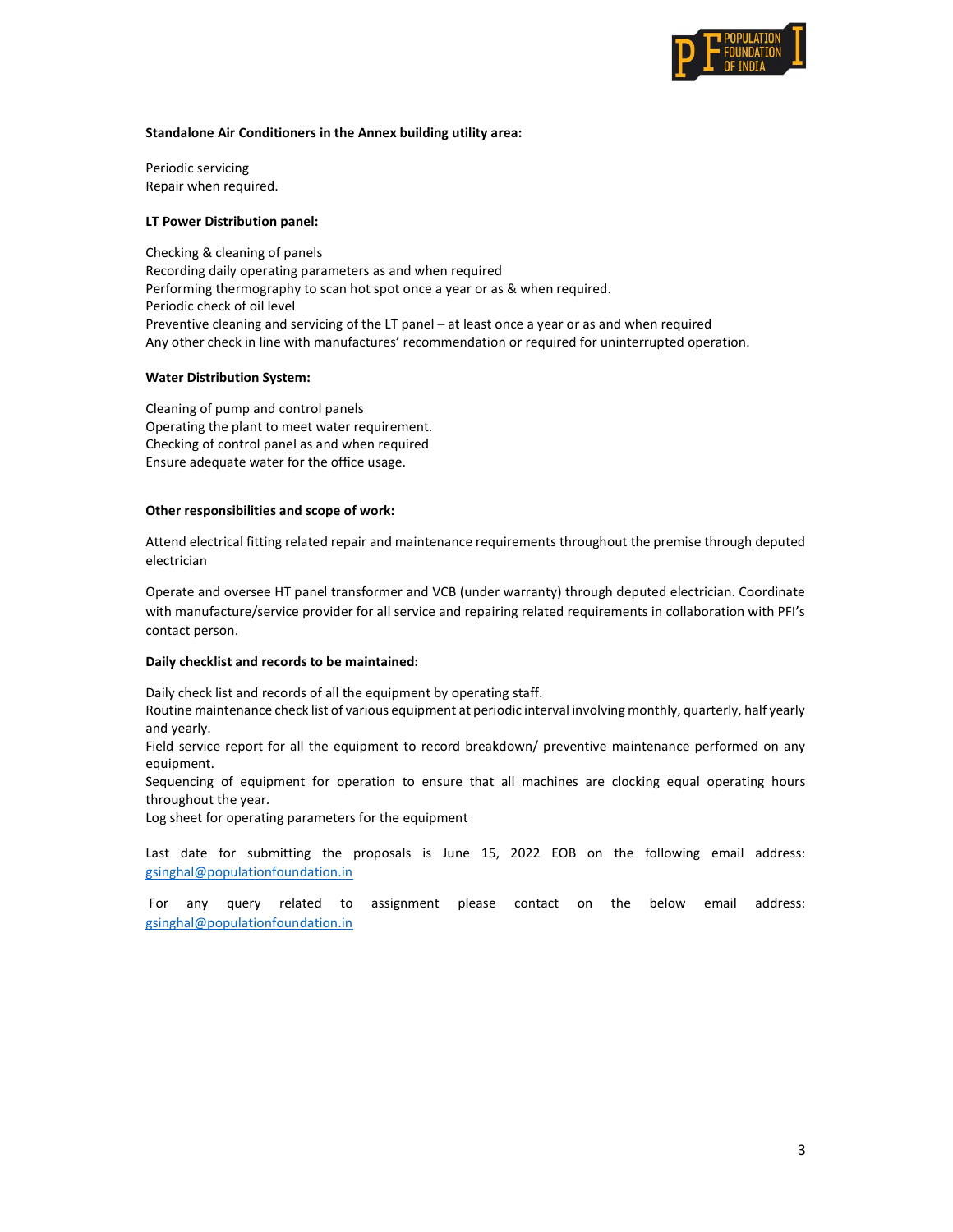**Standalone Air Conditioners in the Annex building utility area:**

Periodic servicing
Repair when required.

**LT Power Distribution panel:**

Checking & cleaning of panels
Recording daily operating parameters as and when required
Performing thermography to scan hot spot once a year or as & when required.
Periodic check of oil level
Preventive cleaning and servicing of the LT panel – at least once a year or as and when required
Any other check in line with manufactures' recommendation or required for uninterrupted operation.

**Water Distribution System:**

Cleaning of pump and control panels
Operating the plant to meet water requirement.
Checking of control panel as and when required
Ensure adequate water for the office usage.

**Other responsibilities and scope of work:**

Attend electrical fitting related repair and maintenance requirements throughout the premise through deputed electrician

Operate and oversee HT panel transformer and VCB (under warranty) through deputed electrician. Coordinate with manufacture/service provider for all service and repairing related requirements in collaboration with PFI's contact person.

**Daily checklist and records to be maintained:**

Daily check list and records of all the equipment by operating staff.
Routine maintenance check list of various equipment at periodic interval involving monthly, quarterly, half yearly and yearly.
Field service report for all the equipment to record breakdown/ preventive maintenance performed on any equipment.
Sequencing of equipment for operation to ensure that all machines are clocking equal operating hours throughout the year.
Log sheet for operating parameters for the equipment

Last date for submitting the proposals is June 15, 2022 EOB on the following email address: gsinghal@populationfoundation.in

For any query related to assignment please contact on the below email address: gsinghal@populationfoundation.in